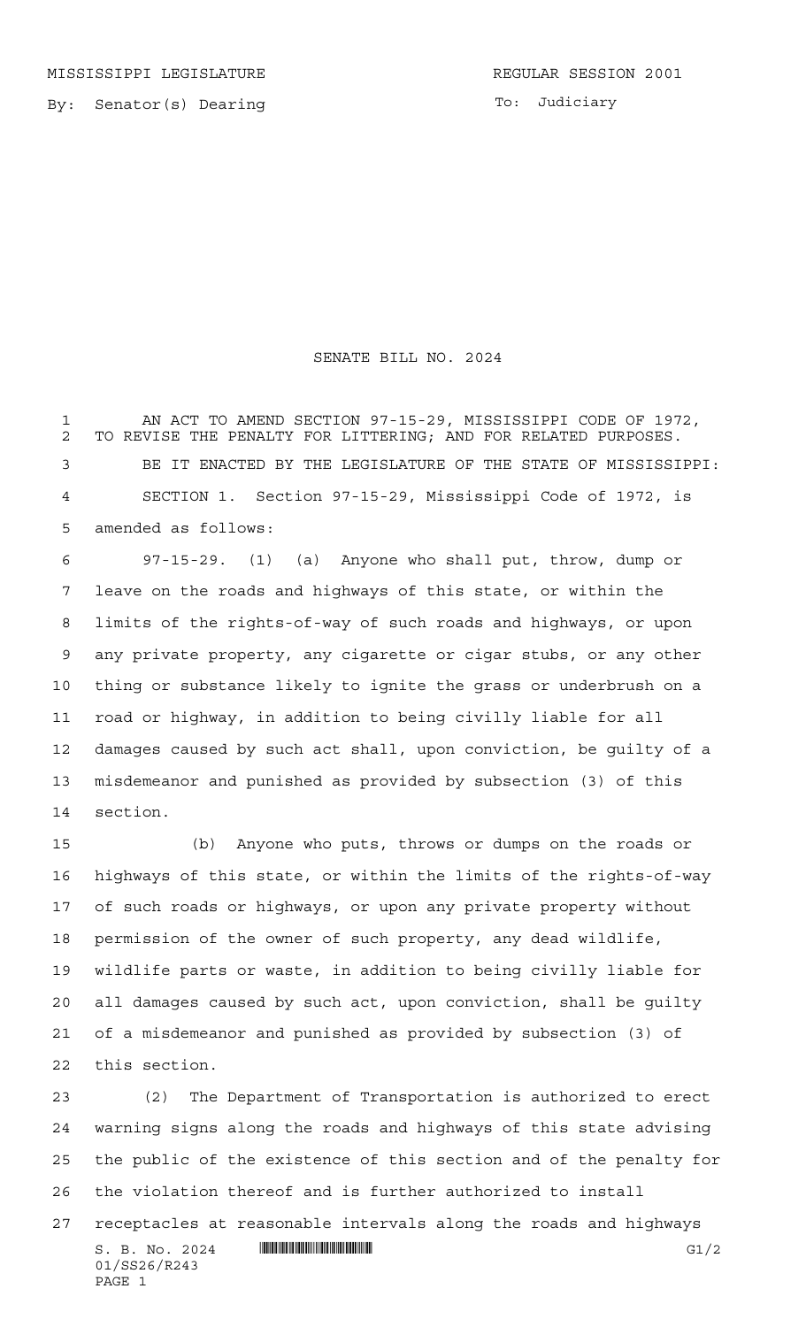MISSISSIPPI LEGISLATURE

REGULAR SESSION 2001

By: Senator(s) Dearing

To: Judiciary

# SENATE BILL NO. 2024

AN ACT TO AMEND SECTION 97-15-29, MISSISSIPPI CODE OF 1972, TO REVISE THE PENALTY FOR LITTERING; AND FOR RELATED PURPOSES.

BE IT ENACTED BY THE LEGISLATURE OF THE STATE OF MISSISSIPPI:

SECTION 1. Section 97-15-29, Mississippi Code of 1972, is amended as follows:

97-15-29. (1) (a) Anyone who shall put, throw, dump or leave on the roads and highways of this state, or within the limits of the rights-of-way of such roads and highways, or upon any private property, any cigarette or cigar stubs, or any other thing or substance likely to ignite the grass or underbrush on a road or highway, in addition to being civilly liable for all damages caused by such act shall, upon conviction, be guilty of a misdemeanor and punished as provided by subsection (3) of this section.

(b) Anyone who puts, throws or dumps on the roads or highways of this state, or within the limits of the rights-of-way of such roads or highways, or upon any private property without permission of the owner of such property, any dead wildlife, wildlife parts or waste, in addition to being civilly liable for all damages caused by such act, upon conviction, shall be guilty of a misdemeanor and punished as provided by subsection (3) of this section.

(2) The Department of Transportation is authorized to erect warning signs along the roads and highways of this state advising the public of the existence of this section and of the penalty for the violation thereof and is further authorized to install receptacles at reasonable intervals along the roads and highways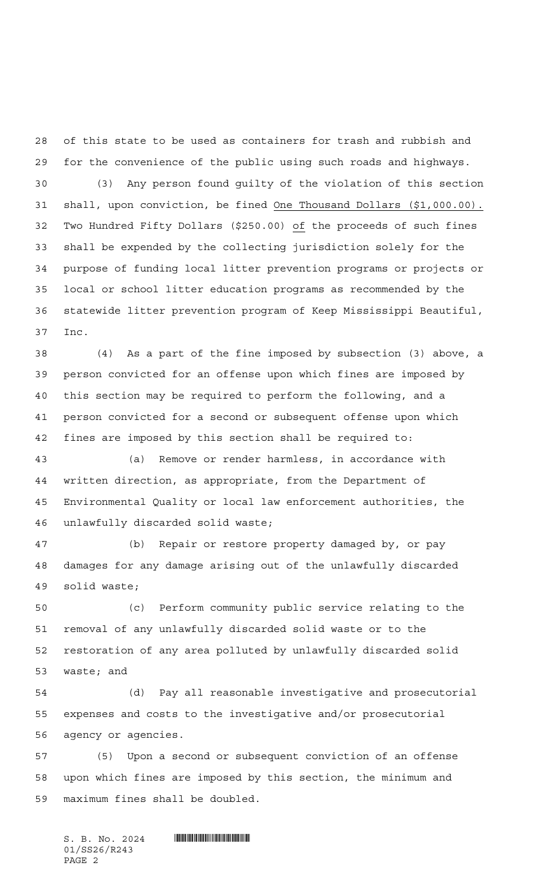of this state to be used as containers for trash and rubbish and for the convenience of the public using such roads and highways.

(3) Any person found guilty of the violation of this section shall, upon conviction, be fined One Thousand Dollars ($1,000.00). Two Hundred Fifty Dollars ($250.00) of the proceeds of such fines shall be expended by the collecting jurisdiction solely for the purpose of funding local litter prevention programs or projects or local or school litter education programs as recommended by the statewide litter prevention program of Keep Mississippi Beautiful, Inc.

(4) As a part of the fine imposed by subsection (3) above, a person convicted for an offense upon which fines are imposed by this section may be required to perform the following, and a person convicted for a second or subsequent offense upon which fines are imposed by this section shall be required to:

(a) Remove or render harmless, in accordance with written direction, as appropriate, from the Department of Environmental Quality or local law enforcement authorities, the unlawfully discarded solid waste;

(b) Repair or restore property damaged by, or pay damages for any damage arising out of the unlawfully discarded solid waste;

(c) Perform community public service relating to the removal of any unlawfully discarded solid waste or to the restoration of any area polluted by unlawfully discarded solid waste; and

(d) Pay all reasonable investigative and prosecutorial expenses and costs to the investigative and/or prosecutorial agency or agencies.

(5) Upon a second or subsequent conviction of an offense upon which fines are imposed by this section, the minimum and maximum fines shall be doubled.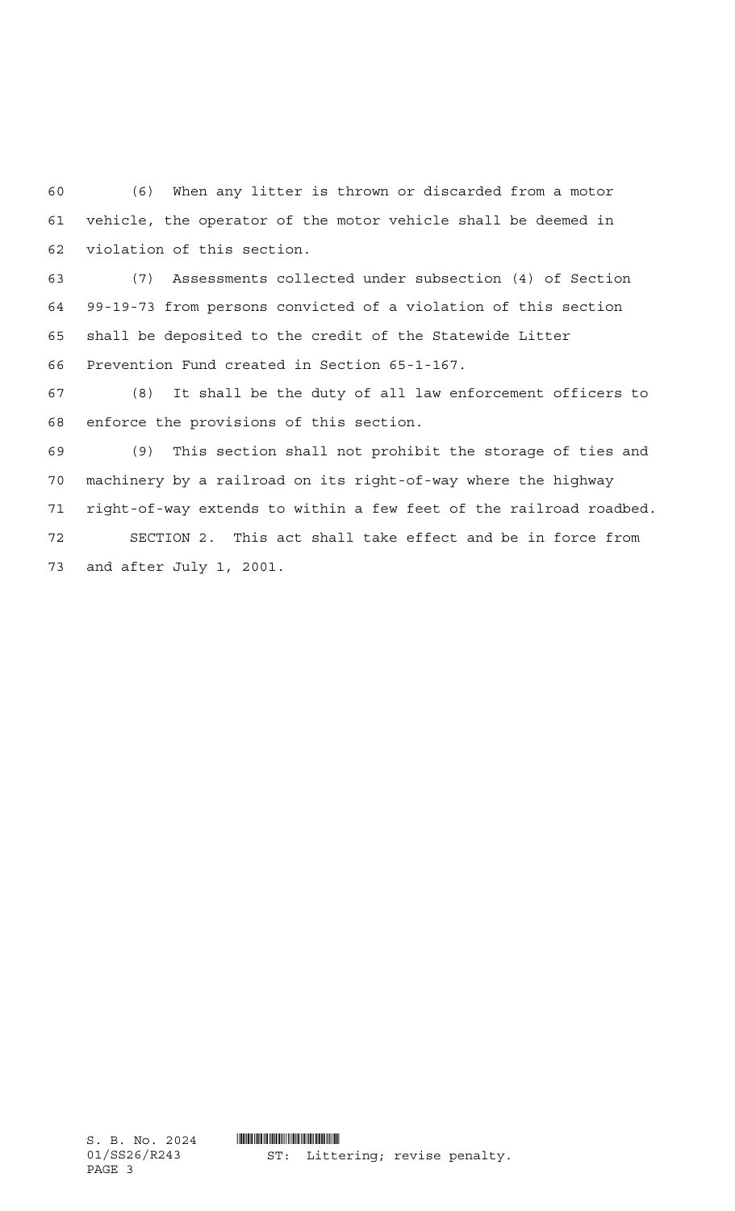(6) When any litter is thrown or discarded from a motor vehicle, the operator of the motor vehicle shall be deemed in violation of this section.

(7) Assessments collected under subsection (4) of Section 99-19-73 from persons convicted of a violation of this section shall be deposited to the credit of the Statewide Litter Prevention Fund created in Section 65-1-167.

(8) It shall be the duty of all law enforcement officers to enforce the provisions of this section.

(9) This section shall not prohibit the storage of ties and machinery by a railroad on its right-of-way where the highway right-of-way extends to within a few feet of the railroad roadbed.

SECTION 2. This act shall take effect and be in force from and after July 1, 2001.